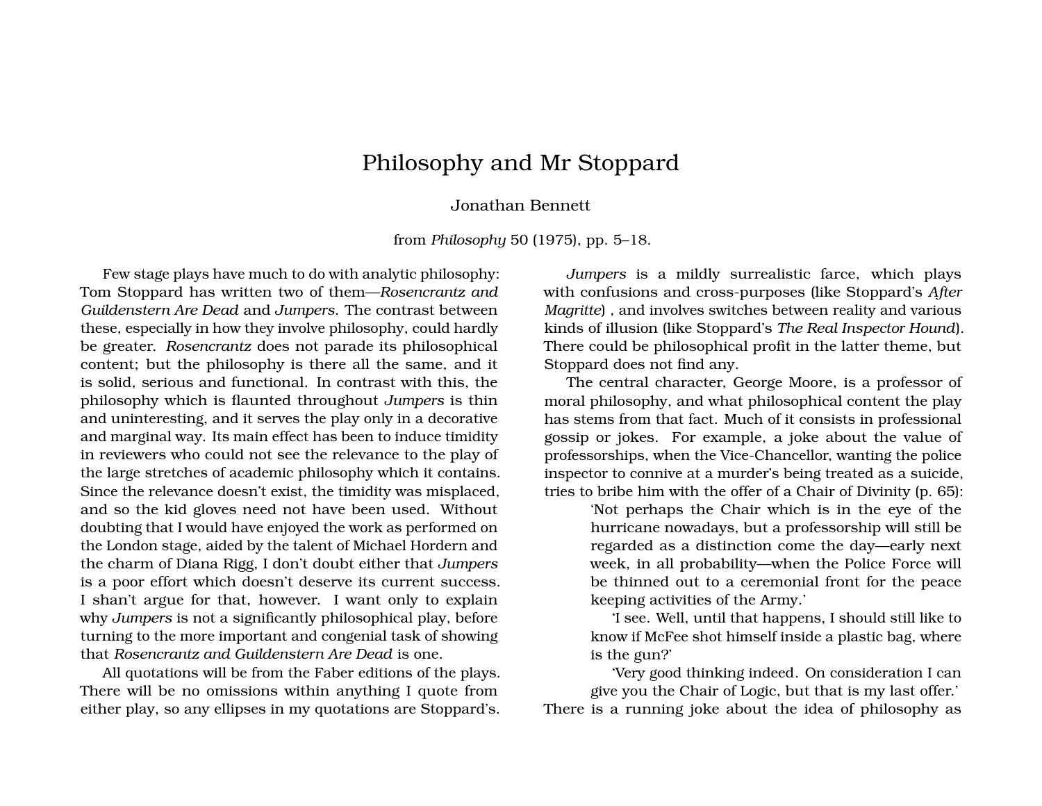# Philosophy and Mr Stoppard

Jonathan Bennett

from *Philosophy* 50 (1975), pp. 5–18.

Few stage plays have much to do with analytic philosophy: Tom Stoppard has written two of them—*Rosencrantz and Guildenstern Are Dead* and *Jumpers*. The contrast between these, especially in how they involve philosophy, could hardly be greater. *Rosencrantz* does not parade its philosophical content; but the philosophy is there all the same, and it is solid, serious and functional. In contrast with this, the philosophy which is flaunted throughout *Jumpers* is thin and uninteresting, and it serves the play only in a decorative and marginal way. Its main effect has been to induce timidity in reviewers who could not see the relevance to the play of the large stretches of academic philosophy which it contains. Since the relevance doesn't exist, the timidity was misplaced, and so the kid gloves need not have been used. Without doubting that I would have enjoyed the work as performed on the London stage, aided by the talent of Michael Hordern and the charm of Diana Rigg, I don't doubt either that *Jumpers* is a poor effort which doesn't deserve its current success. I shan't argue for that, however. I want only to explain why *Jumpers* is not a significantly philosophical play, before turning to the more important and congenial task of showing that *Rosencrantz and Guildenstern Are Dead* is one.

All quotations will be from the Faber editions of the plays. There will be no omissions within anything I quote from either play, so any ellipses in my quotations are Stoppard's.

*Jumpers* is a mildly surrealistic farce, which plays with confusions and cross-purposes (like Stoppard's *After Magritte*) , and involves switches between reality and various kinds of illusion (like Stoppard's *The Real Inspector Hound*). There could be philosophical profit in the latter theme, but Stoppard does not find any.

The central character, George Moore, is a professor of moral philosophy, and what philosophical content the play has stems from that fact. Much of it consists in professional gossip or jokes. For example, a joke about the value of professorships, when the Vice-Chancellor, wanting the police inspector to connive at a murder's being treated as a suicide, tries to bribe him with the offer of a Chair of Divinity (p. 65):

> 'Not perhaps the Chair which is in the eye of the hurricane nowadays, but a professorship will still be regarded as a distinction come the day—early next week, in all probability—when the Police Force will be thinned out to a ceremonial front for the peace keeping activities of the Army.'
>
> 'I see. Well, until that happens, I should still like to know if McFee shot himself inside a plastic bag, where is the gun?'
>
> 'Very good thinking indeed. On consideration I can give you the Chair of Logic, but that is my last offer.'

There is a running joke about the idea of philosophy as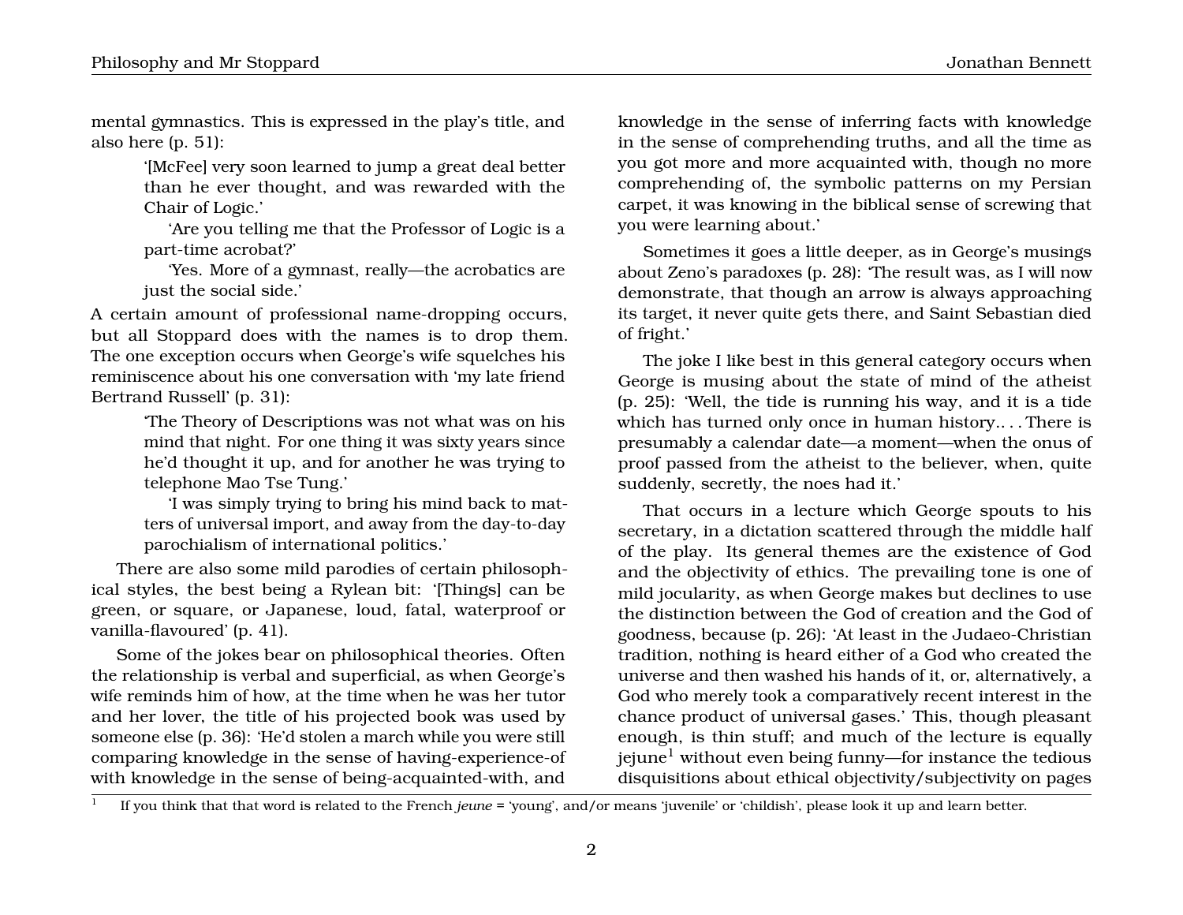mental gymnastics. This is expressed in the play's title, and also here (p. 51):

> '[McFee] very soon learned to jump a great deal better than he ever thought, and was rewarded with the Chair of Logic.'
>
> 'Are you telling me that the Professor of Logic is a part-time acrobat?'
>
> 'Yes. More of a gymnast, really—the acrobatics are just the social side.'

A certain amount of professional name-dropping occurs, but all Stoppard does with the names is to drop them. The one exception occurs when George's wife squelches his reminiscence about his one conversation with 'my late friend Bertrand Russell' (p. 31):

> 'The Theory of Descriptions was not what was on his mind that night. For one thing it was sixty years since he'd thought it up, and for another he was trying to telephone Mao Tse Tung.'
>
> 'I was simply trying to bring his mind back to matters of universal import, and away from the day-to-day parochialism of international politics.'

There are also some mild parodies of certain philosophical styles, the best being a Rylean bit: '[Things] can be green, or square, or Japanese, loud, fatal, waterproof or vanilla-flavoured' (p. 41).

Some of the jokes bear on philosophical theories. Often the relationship is verbal and superficial, as when George's wife reminds him of how, at the time when he was her tutor and her lover, the title of his projected book was used by someone else (p. 36): 'He'd stolen a march while you were still comparing knowledge in the sense of having-experience-of with knowledge in the sense of being-acquainted-with, and knowledge in the sense of inferring facts with knowledge in the sense of comprehending truths, and all the time as you got more and more acquainted with, though no more comprehending of, the symbolic patterns on my Persian carpet, it was knowing in the biblical sense of screwing that you were learning about.'

Sometimes it goes a little deeper, as in George's musings about Zeno's paradoxes (p. 28): 'The result was, as I will now demonstrate, that though an arrow is always approaching its target, it never quite gets there, and Saint Sebastian died of fright.'

The joke I like best in this general category occurs when George is musing about the state of mind of the atheist (p. 25): 'Well, the tide is running his way, and it is a tide which has turned only once in human history.. . . There is presumably a calendar date—a moment—when the onus of proof passed from the atheist to the believer, when, quite suddenly, secretly, the noes had it.'

That occurs in a lecture which George spouts to his secretary, in a dictation scattered through the middle half of the play. Its general themes are the existence of God and the objectivity of ethics. The prevailing tone is one of mild jocularity, as when George makes but declines to use the distinction between the God of creation and the God of goodness, because (p. 26): 'At least in the Judaeo-Christian tradition, nothing is heard either of a God who created the universe and then washed his hands of it, or, alternatively, a God who merely took a comparatively recent interest in the chance product of universal gases.' This, though pleasant enough, is thin stuff; and much of the lecture is equally jejune[1] without even being funny—for instance the tedious disquisitions about ethical objectivity/subjectivity on pages

[1] If you think that that word is related to the French *jeune* = 'young', and/or means 'juvenile' or 'childish', please look it up and learn better.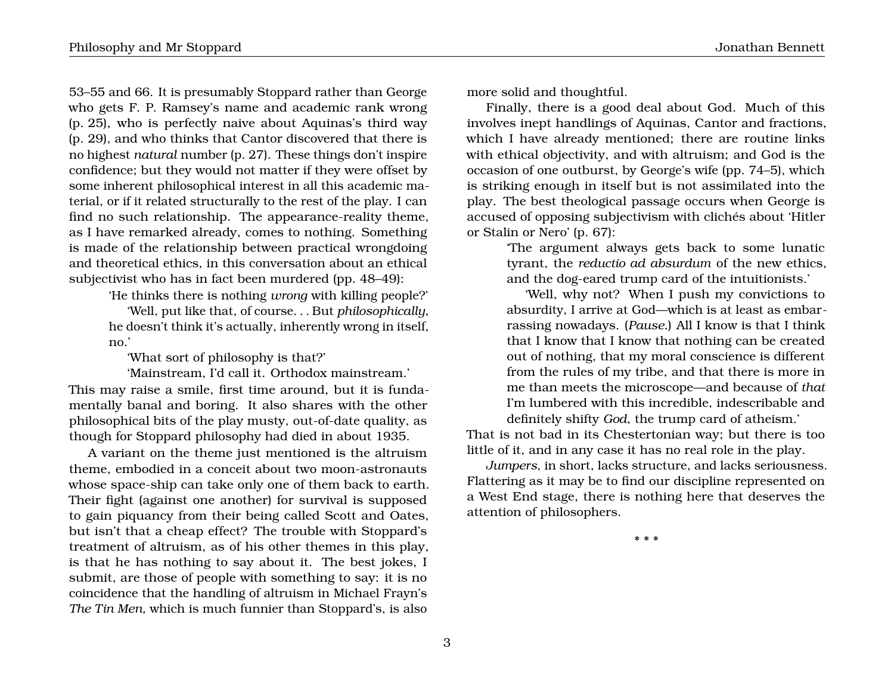53–55 and 66. It is presumably Stoppard rather than George who gets F. P. Ramsey's name and academic rank wrong (p. 25), who is perfectly naive about Aquinas's third way (p. 29), and who thinks that Cantor discovered that there is no highest *natural* number (p. 27). These things don't inspire confidence; but they would not matter if they were offset by some inherent philosophical interest in all this academic material, or if it related structurally to the rest of the play. I can find no such relationship. The appearance-reality theme, as I have remarked already, comes to nothing. Something is made of the relationship between practical wrongdoing and theoretical ethics, in this conversation about an ethical subjectivist who has in fact been murdered (pp. 48–49):

> 'He thinks there is nothing *wrong* with killing people?'
>
> 'Well, put like that, of course. . . But *philosophically*, he doesn't think it's actually, inherently wrong in itself, no.'
>
> 'What sort of philosophy is that?'
>
> 'Mainstream, I'd call it. Orthodox mainstream.'

This may raise a smile, first time around, but it is fundamentally banal and boring. It also shares with the other philosophical bits of the play musty, out-of-date quality, as though for Stoppard philosophy had died in about 1935.

A variant on the theme just mentioned is the altruism theme, embodied in a conceit about two moon-astronauts whose space-ship can take only one of them back to earth. Their fight (against one another) for survival is supposed to gain piquancy from their being called Scott and Oates, but isn't that a cheap effect? The trouble with Stoppard's treatment of altruism, as of his other themes in this play, is that he has nothing to say about it. The best jokes, I submit, are those of people with something to say: it is no coincidence that the handling of altruism in Michael Frayn's *The Tin Men,* which is much funnier than Stoppard's, is also more solid and thoughtful.

Finally, there is a good deal about God. Much of this involves inept handlings of Aquinas, Cantor and fractions, which I have already mentioned; there are routine links with ethical objectivity, and with altruism; and God is the occasion of one outburst, by George's wife (pp. 74–5), which is striking enough in itself but is not assimilated into the play. The best theological passage occurs when George is accused of opposing subjectivism with clichés about 'Hitler or Stalin or Nero' (p. 67):

> 'The argument always gets back to some lunatic tyrant, the *reductio ad absurdum* of the new ethics, and the dog-eared trump card of the intuitionists.'
>
> 'Well, why not? When I push my convictions to absurdity, I arrive at God—which is at least as embarrassing nowadays. (*Pause.*) All I know is that I think that I know that I know that nothing can be created out of nothing, that my moral conscience is different from the rules of my tribe, and that there is more in me than meets the microscope—and because of *that* I'm lumbered with this incredible, indescribable and definitely shifty *God*, the trump card of atheism.'

That is not bad in its Chestertonian way; but there is too little of it, and in any case it has no real role in the play.

*Jumpers*, in short, lacks structure, and lacks seriousness. Flattering as it may be to find our discipline represented on a West End stage, there is nothing here that deserves the attention of philosophers.

\* \* \*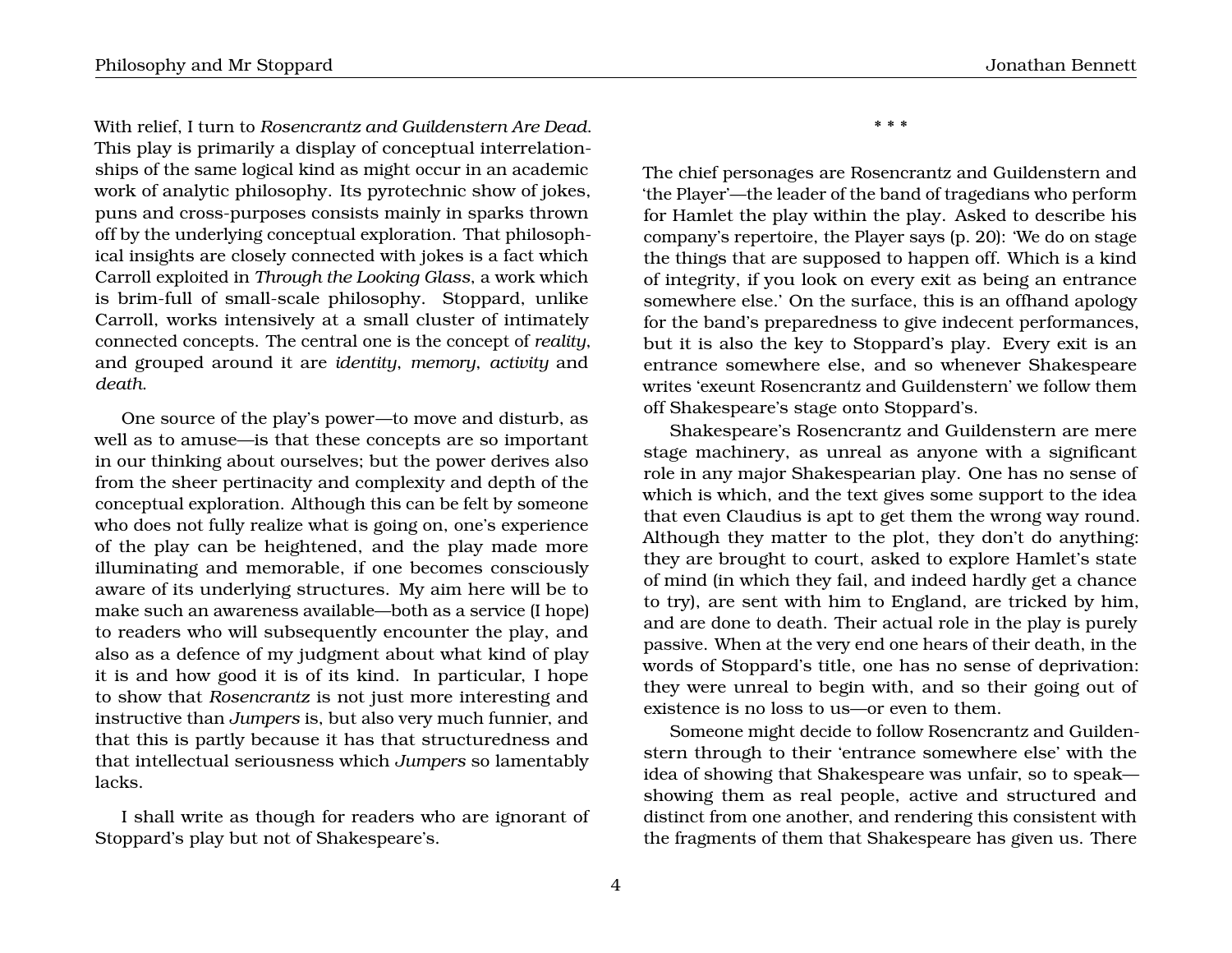With relief, I turn to *Rosencrantz and Guildenstern Are Dead*. This play is primarily a display of conceptual interrelationships of the same logical kind as might occur in an academic work of analytic philosophy. Its pyrotechnic show of jokes, puns and cross-purposes consists mainly in sparks thrown off by the underlying conceptual exploration. That philosophical insights are closely connected with jokes is a fact which Carroll exploited in *Through the Looking Glass*, a work which is brim-full of small-scale philosophy. Stoppard, unlike Carroll, works intensively at a small cluster of intimately connected concepts. The central one is the concept of *reality*, and grouped around it are *identity*, *memory*, *activity* and *death*.

One source of the play's power—to move and disturb, as well as to amuse—is that these concepts are so important in our thinking about ourselves; but the power derives also from the sheer pertinacity and complexity and depth of the conceptual exploration. Although this can be felt by someone who does not fully realize what is going on, one's experience of the play can be heightened, and the play made more illuminating and memorable, if one becomes consciously aware of its underlying structures. My aim here will be to make such an awareness available—both as a service (I hope) to readers who will subsequently encounter the play, and also as a defence of my judgment about what kind of play it is and how good it is of its kind. In particular, I hope to show that *Rosencrantz* is not just more interesting and instructive than *Jumpers* is, but also very much funnier, and that this is partly because it has that structuredness and that intellectual seriousness which *Jumpers* so lamentably lacks.

I shall write as though for readers who are ignorant of Stoppard's play but not of Shakespeare's.

\* \* \*

The chief personages are Rosencrantz and Guildenstern and 'the Player'—the leader of the band of tragedians who perform for Hamlet the play within the play. Asked to describe his company's repertoire, the Player says (p. 20): 'We do on stage the things that are supposed to happen off. Which is a kind of integrity, if you look on every exit as being an entrance somewhere else.' On the surface, this is an offhand apology for the band's preparedness to give indecent performances, but it is also the key to Stoppard's play. Every exit is an entrance somewhere else, and so whenever Shakespeare writes 'exeunt Rosencrantz and Guildenstern' we follow them off Shakespeare's stage onto Stoppard's.

Shakespeare's Rosencrantz and Guildenstern are mere stage machinery, as unreal as anyone with a significant role in any major Shakespearian play. One has no sense of which is which, and the text gives some support to the idea that even Claudius is apt to get them the wrong way round. Although they matter to the plot, they don't do anything: they are brought to court, asked to explore Hamlet's state of mind (in which they fail, and indeed hardly get a chance to try), are sent with him to England, are tricked by him, and are done to death. Their actual role in the play is purely passive. When at the very end one hears of their death, in the words of Stoppard's title, one has no sense of deprivation: they were unreal to begin with, and so their going out of existence is no loss to us—or even to them.

Someone might decide to follow Rosencrantz and Guildenstern through to their 'entrance somewhere else' with the idea of showing that Shakespeare was unfair, so to speak—showing them as real people, active and structured and distinct from one another, and rendering this consistent with the fragments of them that Shakespeare has given us. There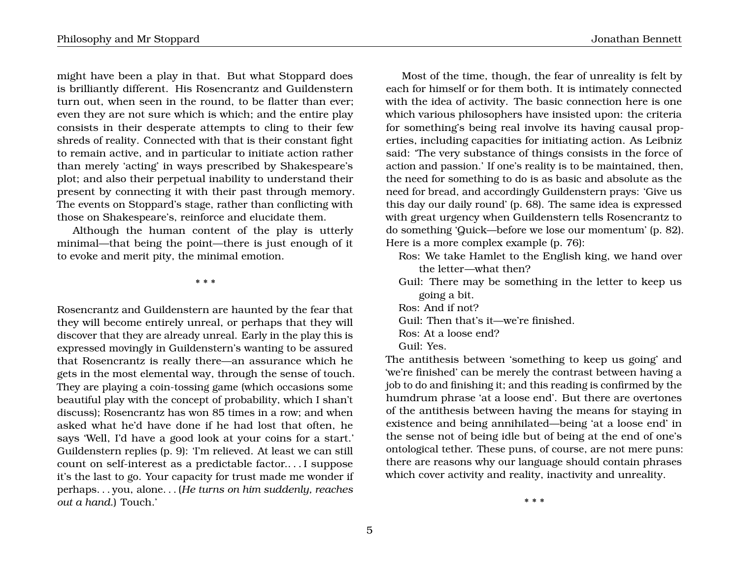might have been a play in that. But what Stoppard does is brilliantly different. His Rosencrantz and Guildenstern turn out, when seen in the round, to be flatter than ever; even they are not sure which is which; and the entire play consists in their desperate attempts to cling to their few shreds of reality. Connected with that is their constant fight to remain active, and in particular to initiate action rather than merely 'acting' in ways prescribed by Shakespeare's plot; and also their perpetual inability to understand their present by connecting it with their past through memory. The events on Stoppard's stage, rather than conflicting with those on Shakespeare's, reinforce and elucidate them.

Although the human content of the play is utterly minimal—that being the point—there is just enough of it to evoke and merit pity, the minimal emotion.

* * *

Rosencrantz and Guildenstern are haunted by the fear that they will become entirely unreal, or perhaps that they will discover that they are already unreal. Early in the play this is expressed movingly in Guildenstern's wanting to be assured that Rosencrantz is really there—an assurance which he gets in the most elemental way, through the sense of touch. They are playing a coin-tossing game (which occasions some beautiful play with the concept of probability, which I shan't discuss); Rosencrantz has won 85 times in a row; and when asked what he'd have done if he had lost that often, he says 'Well, I'd have a good look at your coins for a start.' Guildenstern replies (p. 9): 'I'm relieved. At least we can still count on self-interest as a predictable factor. . . . I suppose it's the last to go. Your capacity for trust made me wonder if perhaps. . . you, alone. . . (*He turns on him suddenly, reaches out a hand.*) Touch.'

Most of the time, though, the fear of unreality is felt by each for himself or for them both. It is intimately connected with the idea of activity. The basic connection here is one which various philosophers have insisted upon: the criteria for something's being real involve its having causal properties, including capacities for initiating action. As Leibniz said: 'The very substance of things consists in the force of action and passion.' If one's reality is to be maintained, then, the need for something to do is as basic and absolute as the need for bread, and accordingly Guildenstern prays: 'Give us this day our daily round' (p. 68). The same idea is expressed with great urgency when Guildenstern tells Rosencrantz to do something 'Quick—before we lose our momentum' (p. 82). Here is a more complex example (p. 76):

Ros: We take Hamlet to the English king, we hand over the letter—what then?

Guil: There may be something in the letter to keep us going a bit.

Ros: And if not?

Guil: Then that's it—we're finished.

Ros: At a loose end?

Guil: Yes.

The antithesis between 'something to keep us going' and 'we're finished' can be merely the contrast between having a job to do and finishing it; and this reading is confirmed by the humdrum phrase 'at a loose end'. But there are overtones of the antithesis between having the means for staying in existence and being annihilated—being 'at a loose end' in the sense not of being idle but of being at the end of one's ontological tether. These puns, of course, are not mere puns: there are reasons why our language should contain phrases which cover activity and reality, inactivity and unreality.

* * *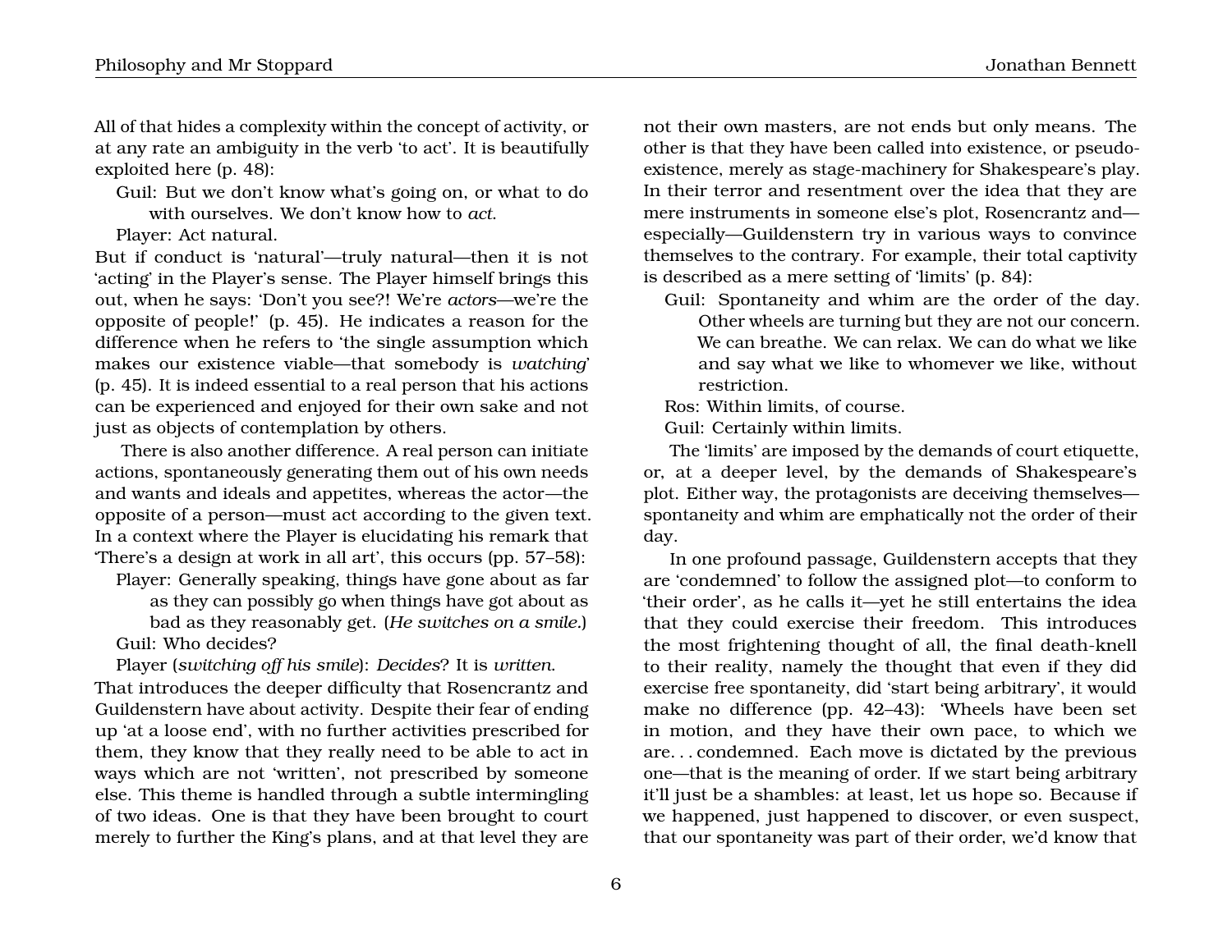All of that hides a complexity within the concept of activity, or at any rate an ambiguity in the verb 'to act'. It is beautifully exploited here (p. 48):

Guil: But we don't know what's going on, or what to do with ourselves. We don't know how to *act*.

Player: Act natural.

But if conduct is 'natural'—truly natural—then it is not 'acting' in the Player's sense. The Player himself brings this out, when he says: 'Don't you see?! We're *actors*—we're the opposite of people!' (p. 45). He indicates a reason for the difference when he refers to 'the single assumption which makes our existence viable—that somebody is *watching*' (p. 45). It is indeed essential to a real person that his actions can be experienced and enjoyed for their own sake and not just as objects of contemplation by others.

There is also another difference. A real person can initiate actions, spontaneously generating them out of his own needs and wants and ideals and appetites, whereas the actor—the opposite of a person—must act according to the given text. In a context where the Player is elucidating his remark that 'There's a design at work in all art', this occurs (pp. 57–58):

Player: Generally speaking, things have gone about as far as they can possibly go when things have got about as bad as they reasonably get. (*He switches on a smile.*)

Guil: Who decides?

Player (*switching off his smile*): *Decides*? It is *written*.

That introduces the deeper difficulty that Rosencrantz and Guildenstern have about activity. Despite their fear of ending up 'at a loose end', with no further activities prescribed for them, they know that they really need to be able to act in ways which are not 'written', not prescribed by someone else. This theme is handled through a subtle intermingling of two ideas. One is that they have been brought to court merely to further the King's plans, and at that level they are not their own masters, are not ends but only means. The other is that they have been called into existence, or pseudo-existence, merely as stage-machinery for Shakespeare's play. In their terror and resentment over the idea that they are mere instruments in someone else's plot, Rosencrantz and—especially—Guildenstern try in various ways to convince themselves to the contrary. For example, their total captivity is described as a mere setting of 'limits' (p. 84):

Guil: Spontaneity and whim are the order of the day. Other wheels are turning but they are not our concern. We can breathe. We can relax. We can do what we like and say what we like to whomever we like, without restriction.

Ros: Within limits, of course.

Guil: Certainly within limits.

The 'limits' are imposed by the demands of court etiquette, or, at a deeper level, by the demands of Shakespeare's plot. Either way, the protagonists are deceiving themselves—spontaneity and whim are emphatically not the order of their day.

In one profound passage, Guildenstern accepts that they are 'condemned' to follow the assigned plot—to conform to 'their order', as he calls it—yet he still entertains the idea that they could exercise their freedom. This introduces the most frightening thought of all, the final death-knell to their reality, namely the thought that even if they did exercise free spontaneity, did 'start being arbitrary', it would make no difference (pp. 42–43): 'Wheels have been set in motion, and they have their own pace, to which we are. . . condemned. Each move is dictated by the previous one—that is the meaning of order. If we start being arbitrary it'll just be a shambles: at least, let us hope so. Because if we happened, just happened to discover, or even suspect, that our spontaneity was part of their order, we'd know that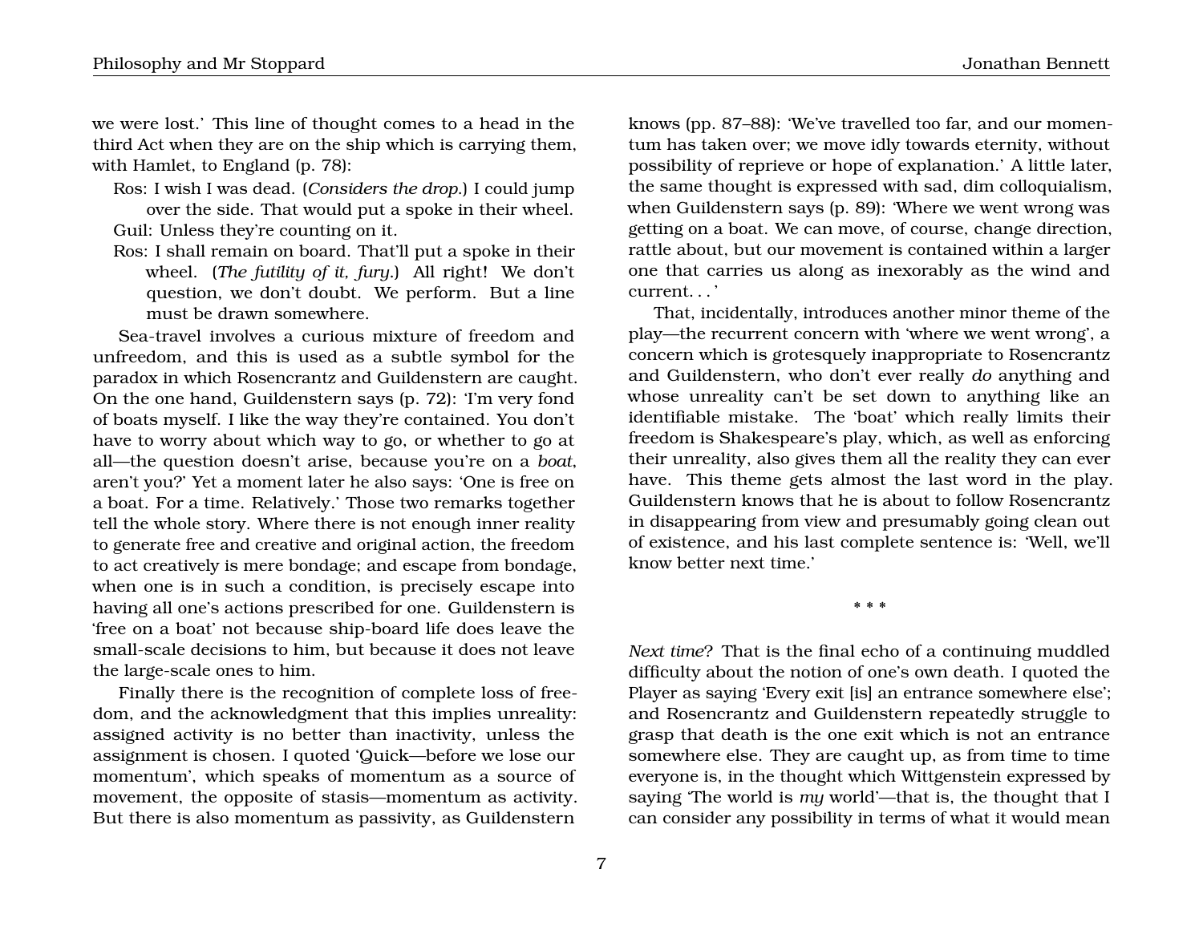we were lost.' This line of thought comes to a head in the third Act when they are on the ship which is carrying them, with Hamlet, to England (p. 78):

> Ros: I wish I was dead. (*Considers the drop.*) I could jump over the side. That would put a spoke in their wheel.
> Guil: Unless they're counting on it.
> Ros: I shall remain on board. That'll put a spoke in their wheel. (*The futility of it, fury.*) All right! We don't question, we don't doubt. We perform. But a line must be drawn somewhere.

Sea-travel involves a curious mixture of freedom and unfreedom, and this is used as a subtle symbol for the paradox in which Rosencrantz and Guildenstern are caught. On the one hand, Guildenstern says (p. 72): 'I'm very fond of boats myself. I like the way they're contained. You don't have to worry about which way to go, or whether to go at all—the question doesn't arise, because you're on a *boat*, aren't you?' Yet a moment later he also says: 'One is free on a boat. For a time. Relatively.' Those two remarks together tell the whole story. Where there is not enough inner reality to generate free and creative and original action, the freedom to act creatively is mere bondage; and escape from bondage, when one is in such a condition, is precisely escape into having all one's actions prescribed for one. Guildenstern is 'free on a boat' not because ship-board life does leave the small-scale decisions to him, but because it does not leave the large-scale ones to him.

Finally there is the recognition of complete loss of freedom, and the acknowledgment that this implies unreality: assigned activity is no better than inactivity, unless the assignment is chosen. I quoted 'Quick—before we lose our momentum', which speaks of momentum as a source of movement, the opposite of stasis—momentum as activity. But there is also momentum as passivity, as Guildenstern knows (pp. 87–88): 'We've travelled too far, and our momentum has taken over; we move idly towards eternity, without possibility of reprieve or hope of explanation.' A little later, the same thought is expressed with sad, dim colloquialism, when Guildenstern says (p. 89): 'Where we went wrong was getting on a boat. We can move, of course, change direction, rattle about, but our movement is contained within a larger one that carries us along as inexorably as the wind and current. . . '

That, incidentally, introduces another minor theme of the play—the recurrent concern with 'where we went wrong', a concern which is grotesquely inappropriate to Rosencrantz and Guildenstern, who don't ever really *do* anything and whose unreality can't be set down to anything like an identifiable mistake. The 'boat' which really limits their freedom is Shakespeare's play, which, as well as enforcing their unreality, also gives them all the reality they can ever have. This theme gets almost the last word in the play. Guildenstern knows that he is about to follow Rosencrantz in disappearing from view and presumably going clean out of existence, and his last complete sentence is: 'Well, we'll know better next time.'

\* \* \*

*Next time*? That is the final echo of a continuing muddled difficulty about the notion of one's own death. I quoted the Player as saying 'Every exit [is] an entrance somewhere else'; and Rosencrantz and Guildenstern repeatedly struggle to grasp that death is the one exit which is not an entrance somewhere else. They are caught up, as from time to time everyone is, in the thought which Wittgenstein expressed by saying 'The world is *my* world'—that is, the thought that I can consider any possibility in terms of what it would mean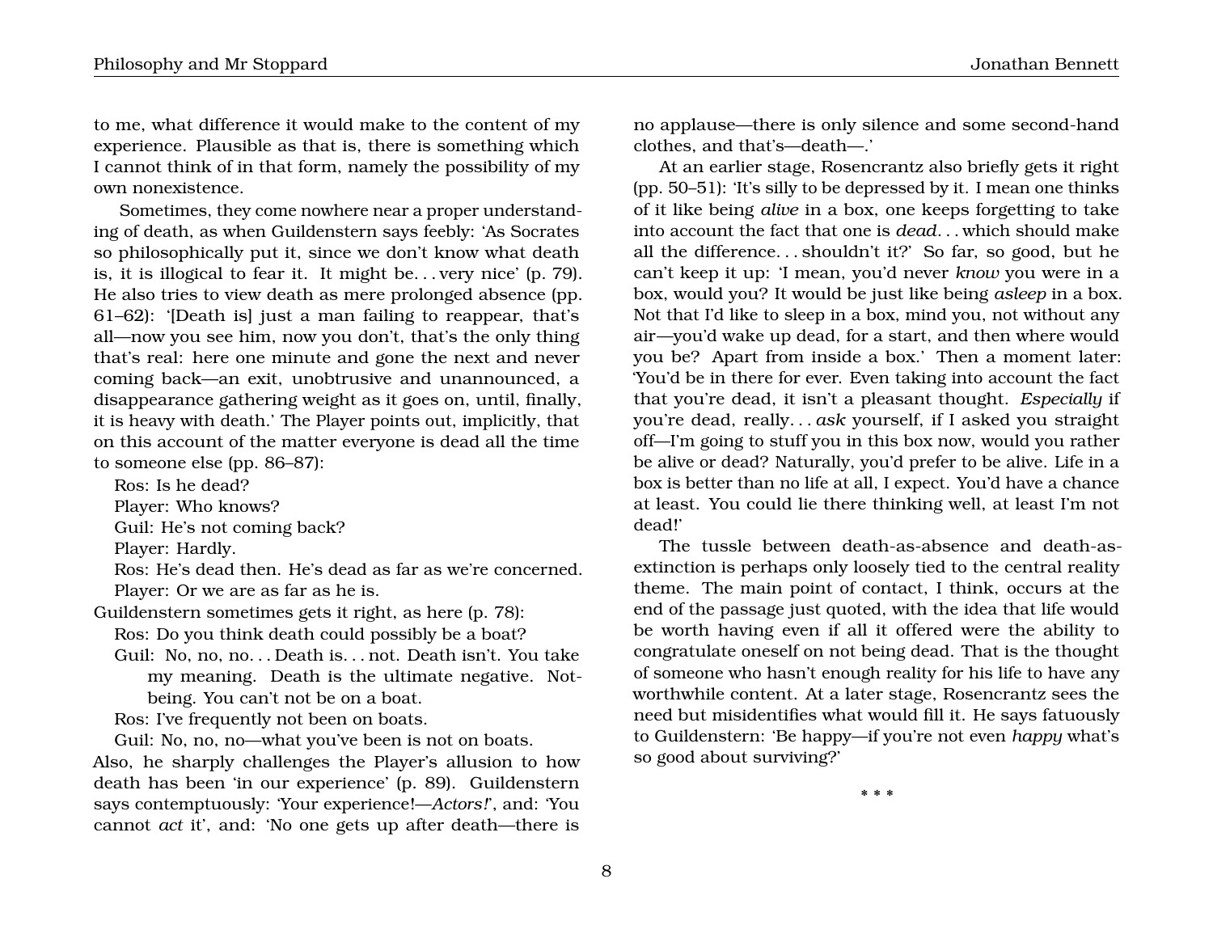to me, what difference it would make to the content of my experience. Plausible as that is, there is something which I cannot think of in that form, namely the possibility of my own nonexistence.

Sometimes, they come nowhere near a proper understanding of death, as when Guildenstern says feebly: 'As Socrates so philosophically put it, since we don't know what death is, it is illogical to fear it. It might be. . . very nice' (p. 79). He also tries to view death as mere prolonged absence (pp. 61–62): '[Death is] just a man failing to reappear, that's all—now you see him, now you don't, that's the only thing that's real: here one minute and gone the next and never coming back—an exit, unobtrusive and unannounced, a disappearance gathering weight as it goes on, until, finally, it is heavy with death.' The Player points out, implicitly, that on this account of the matter everyone is dead all the time to someone else (pp. 86–87):

Ros: Is he dead?
Player: Who knows?
Guil: He's not coming back?
Player: Hardly.
Ros: He's dead then. He's dead as far as we're concerned.
Player: Or we are as far as he is.

Guildenstern sometimes gets it right, as here (p. 78):

Ros: Do you think death could possibly be a boat?
Guil: No, no, no. . . Death is. . . not. Death isn't. You take my meaning. Death is the ultimate negative. Not-being. You can't not be on a boat.
Ros: I've frequently not been on boats.
Guil: No, no, no—what you've been is not on boats.

Also, he sharply challenges the Player's allusion to how death has been 'in our experience' (p. 89). Guildenstern says contemptuously: 'Your experience!—*Actors!*', and: 'You cannot *act* it', and: 'No one gets up after death—there is no applause—there is only silence and some second-hand clothes, and that's—death—.'

At an earlier stage, Rosencrantz also briefly gets it right (pp. 50–51): 'It's silly to be depressed by it. I mean one thinks of it like being *alive* in a box, one keeps forgetting to take into account the fact that one is *dead*. . . which should make all the difference. . . shouldn't it?' So far, so good, but he can't keep it up: 'I mean, you'd never *know* you were in a box, would you? It would be just like being *asleep* in a box. Not that I'd like to sleep in a box, mind you, not without any air—you'd wake up dead, for a start, and then where would you be? Apart from inside a box.' Then a moment later: 'You'd be in there for ever. Even taking into account the fact that you're dead, it isn't a pleasant thought. *Especially* if you're dead, really. . . *ask* yourself, if I asked you straight off—I'm going to stuff you in this box now, would you rather be alive or dead? Naturally, you'd prefer to be alive. Life in a box is better than no life at all, I expect. You'd have a chance at least. You could lie there thinking well, at least I'm not dead!'

The tussle between death-as-absence and death-as-extinction is perhaps only loosely tied to the central reality theme. The main point of contact, I think, occurs at the end of the passage just quoted, with the idea that life would be worth having even if all it offered were the ability to congratulate oneself on not being dead. That is the thought of someone who hasn't enough reality for his life to have any worthwhile content. At a later stage, Rosencrantz sees the need but misidentifies what would fill it. He says fatuously to Guildenstern: 'Be happy—if you're not even *happy* what's so good about surviving?'

* * *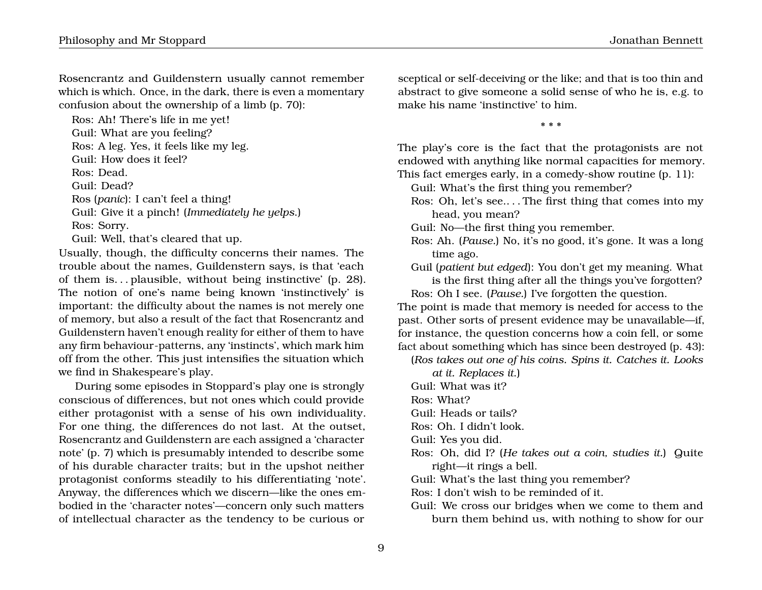Rosencrantz and Guildenstern usually cannot remember which is which. Once, in the dark, there is even a momentary confusion about the ownership of a limb (p. 70):

Ros: Ah! There's life in me yet!
Guil: What are you feeling?
Ros: A leg. Yes, it feels like my leg.
Guil: How does it feel?
Ros: Dead.
Guil: Dead?
Ros (*panic*): I can't feel a thing!
Guil: Give it a pinch! (*Immediately he yelps.*)
Ros: Sorry.
Guil: Well, that's cleared that up.

Usually, though, the difficulty concerns their names. The trouble about the names, Guildenstern says, is that 'each of them is. . . plausible, without being instinctive' (p. 28). The notion of one's name being known 'instinctively' is important: the difficulty about the names is not merely one of memory, but also a result of the fact that Rosencrantz and Guildenstern haven't enough reality for either of them to have any firm behaviour-patterns, any 'instincts', which mark him off from the other. This just intensifies the situation which we find in Shakespeare's play.

During some episodes in Stoppard's play one is strongly conscious of differences, but not ones which could provide either protagonist with a sense of his own individuality. For one thing, the differences do not last. At the outset, Rosencrantz and Guildenstern are each assigned a 'character note' (p. 7) which is presumably intended to describe some of his durable character traits; but in the upshot neither protagonist conforms steadily to his differentiating 'note'. Anyway, the differences which we discern—like the ones embodied in the 'character notes'—concern only such matters of intellectual character as the tendency to be curious or sceptical or self-deceiving or the like; and that is too thin and abstract to give someone a solid sense of who he is, e.g. to make his name 'instinctive' to him.

\* \* \*

The play's core is the fact that the protagonists are not endowed with anything like normal capacities for memory. This fact emerges early, in a comedy-show routine (p. 11):

Guil: What's the first thing you remember?
Ros: Oh, let's see.. . . The first thing that comes into my head, you mean?
Guil: No—the first thing you remember.
Ros: Ah. (*Pause.*) No, it's no good, it's gone. It was a long time ago.
Guil (*patient but edged*): You don't get my meaning. What is the first thing after all the things you've forgotten?
Ros: Oh I see. (*Pause.*) I've forgotten the question.

The point is made that memory is needed for access to the past. Other sorts of present evidence may be unavailable—if, for instance, the question concerns how a coin fell, or some fact about something which has since been destroyed (p. 43):

(*Ros takes out one of his coins. Spins it. Catches it. Looks at it. Replaces it.*)
Guil: What was it?
Ros: What?
Guil: Heads or tails?
Ros: Oh. I didn't look.
Guil: Yes you did.
Ros: Oh, did I? (*He takes out a coin, studies it.*) Quite right—it rings a bell.
Guil: What's the last thing you remember?
Ros: I don't wish to be reminded of it.
Guil: We cross our bridges when we come to them and burn them behind us, with nothing to show for our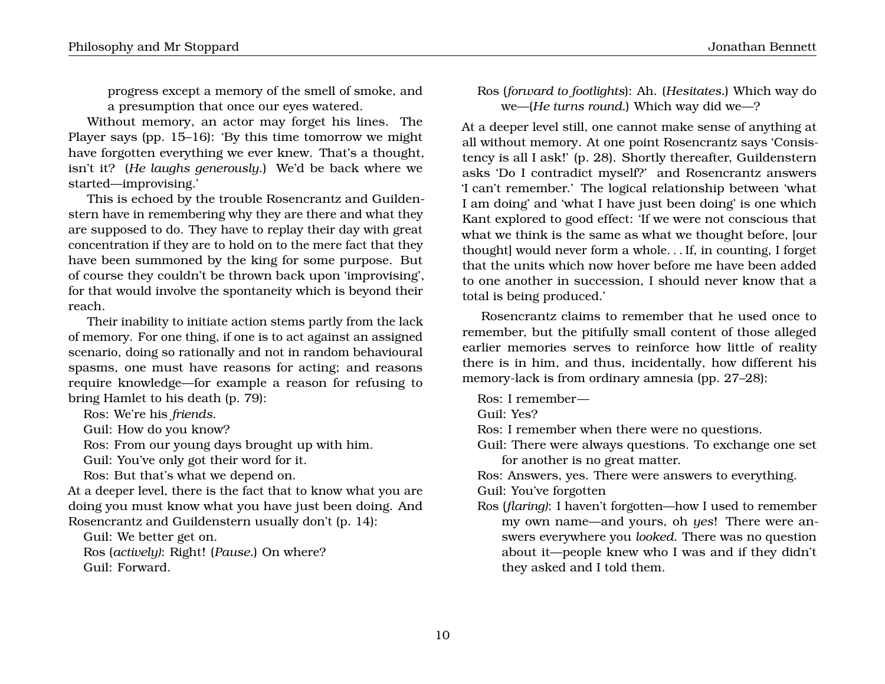progress except a memory of the smell of smoke, and a presumption that once our eyes watered.

Without memory, an actor may forget his lines. The Player says (pp. 15–16): 'By this time tomorrow we might have forgotten everything we ever knew. That's a thought, isn't it? (*He laughs generously*.) We'd be back where we started—improvising.'

This is echoed by the trouble Rosencrantz and Guildenstern have in remembering why they are there and what they are supposed to do. They have to replay their day with great concentration if they are to hold on to the mere fact that they have been summoned by the king for some purpose. But of course they couldn't be thrown back upon 'improvising', for that would involve the spontaneity which is beyond their reach.

Their inability to initiate action stems partly from the lack of memory. For one thing, if one is to act against an assigned scenario, doing so rationally and not in random behavioural spasms, one must have reasons for acting; and reasons require knowledge—for example a reason for refusing to bring Hamlet to his death (p. 79):

Ros: We're his *friends*.
Guil: How do you know?
Ros: From our young days brought up with him.
Guil: You've only got their word for it.
Ros: But that's what we depend on.

At a deeper level, there is the fact that to know what you are doing you must know what you have just been doing. And Rosencrantz and Guildenstern usually don't (p. 14):

Guil: We better get on.
Ros (*actively*): Right! (*Pause.*) On where?
Guil: Forward.
Ros (*forward to footlights*): Ah. (*Hesitates.*) Which way do we—(*He turns round.*) Which way did we—?

At a deeper level still, one cannot make sense of anything at all without memory. At one point Rosencrantz says 'Consistency is all I ask!' (p. 28). Shortly thereafter, Guildenstern asks 'Do I contradict myself?' and Rosencrantz answers 'I can't remember.' The logical relationship between 'what I am doing' and 'what I have just been doing' is one which Kant explored to good effect: 'If we were not conscious that what we think is the same as what we thought before, [our thought] would never form a whole. . . If, in counting, I forget that the units which now hover before me have been added to one another in succession, I should never know that a total is being produced.'

Rosencrantz claims to remember that he used once to remember, but the pitifully small content of those alleged earlier memories serves to reinforce how little of reality there is in him, and thus, incidentally, how different his memory-lack is from ordinary amnesia (pp. 27–28):

Ros: I remember—
Guil: Yes?
Ros: I remember when there were no questions.
Guil: There were always questions. To exchange one set for another is no great matter.
Ros: Answers, yes. There were answers to everything.
Guil: You've forgotten
Ros (*flaring)*: I haven't forgotten—how I used to remember my own name—and yours, oh *yes*! There were answers everywhere you *looked*. There was no question about it—people knew who I was and if they didn't they asked and I told them.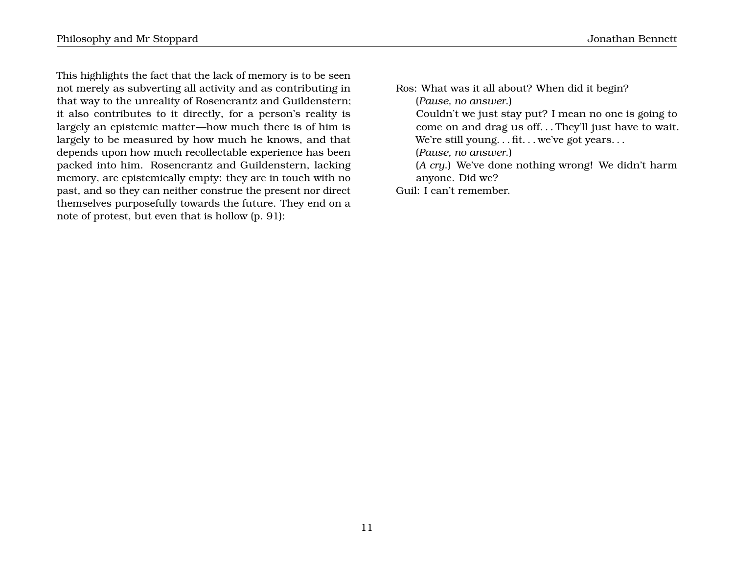This highlights the fact that the lack of memory is to be seen not merely as subverting all activity and as contributing in that way to the unreality of Rosencrantz and Guildenstern; it also contributes to it directly, for a person's reality is largely an epistemic matter—how much there is of him is largely to be measured by how much he knows, and that depends upon how much recollectable experience has been packed into him. Rosencrantz and Guildenstern, lacking memory, are epistemically empty: they are in touch with no past, and so they can neither construe the present nor direct themselves purposefully towards the future. They end on a note of protest, but even that is hollow (p. 91):

Ros: What was it all about? When did it begin?
(*Pause, no answer.*)
Couldn't we just stay put? I mean no one is going to come on and drag us off. . . They'll just have to wait. We're still young. . . fit. . . we've got years. . .
(*Pause, no answer.*)
(*A cry.*) We've done nothing wrong! We didn't harm anyone. Did we?
Guil: I can't remember.